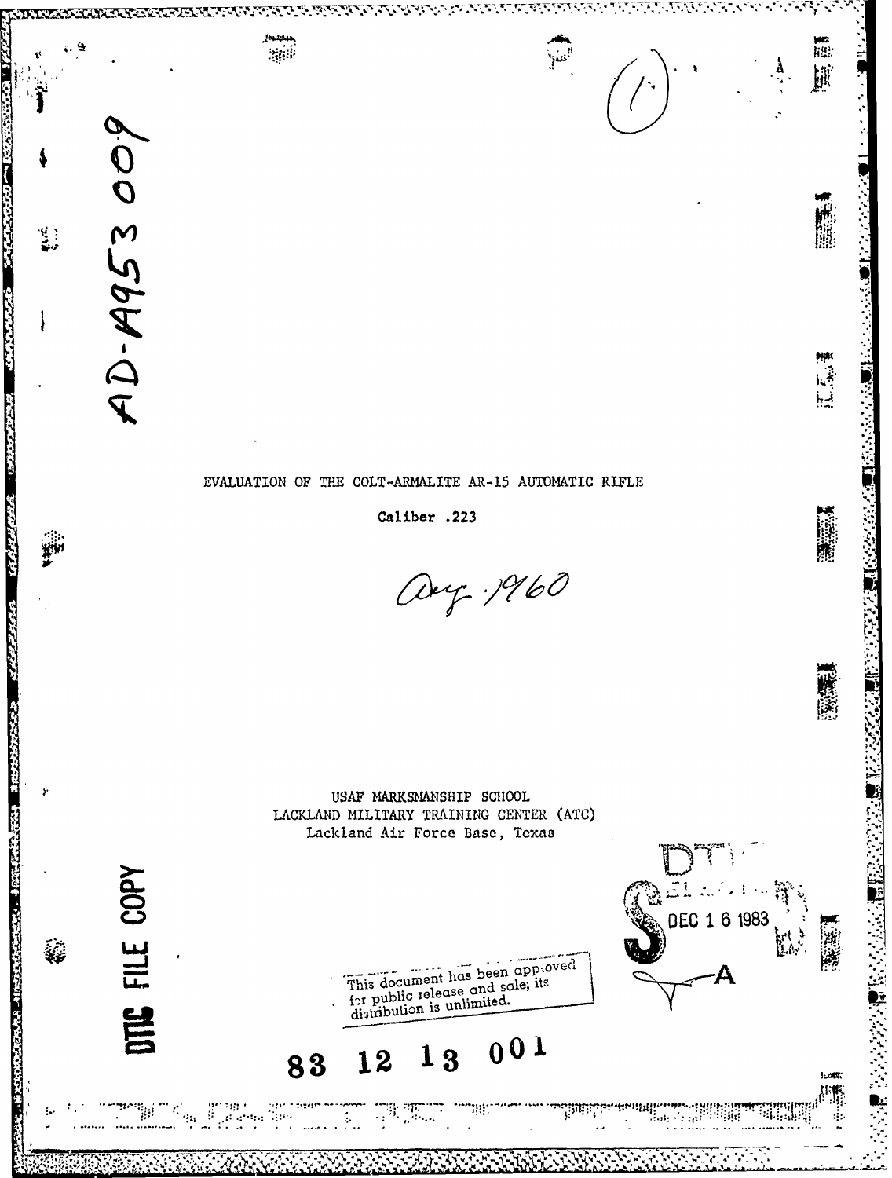AD-A953 009

# EVALUATION OF THE COLT-ARMALITE AR-15 AUTOMATIC RIFLE

Caliber .223

Aug. 1960

USAF MARKSMANSHIP SCHOOL
LACKLAND MILITARY TRAINING CENTER (ATC)
Lackland Air Force Base, Texas

DTIC FILE COPY

DTIC ELECTE DEC 1 6 1983 S A

This document has been approved for public release and sale; its distribution is unlimited.

83 12 13 001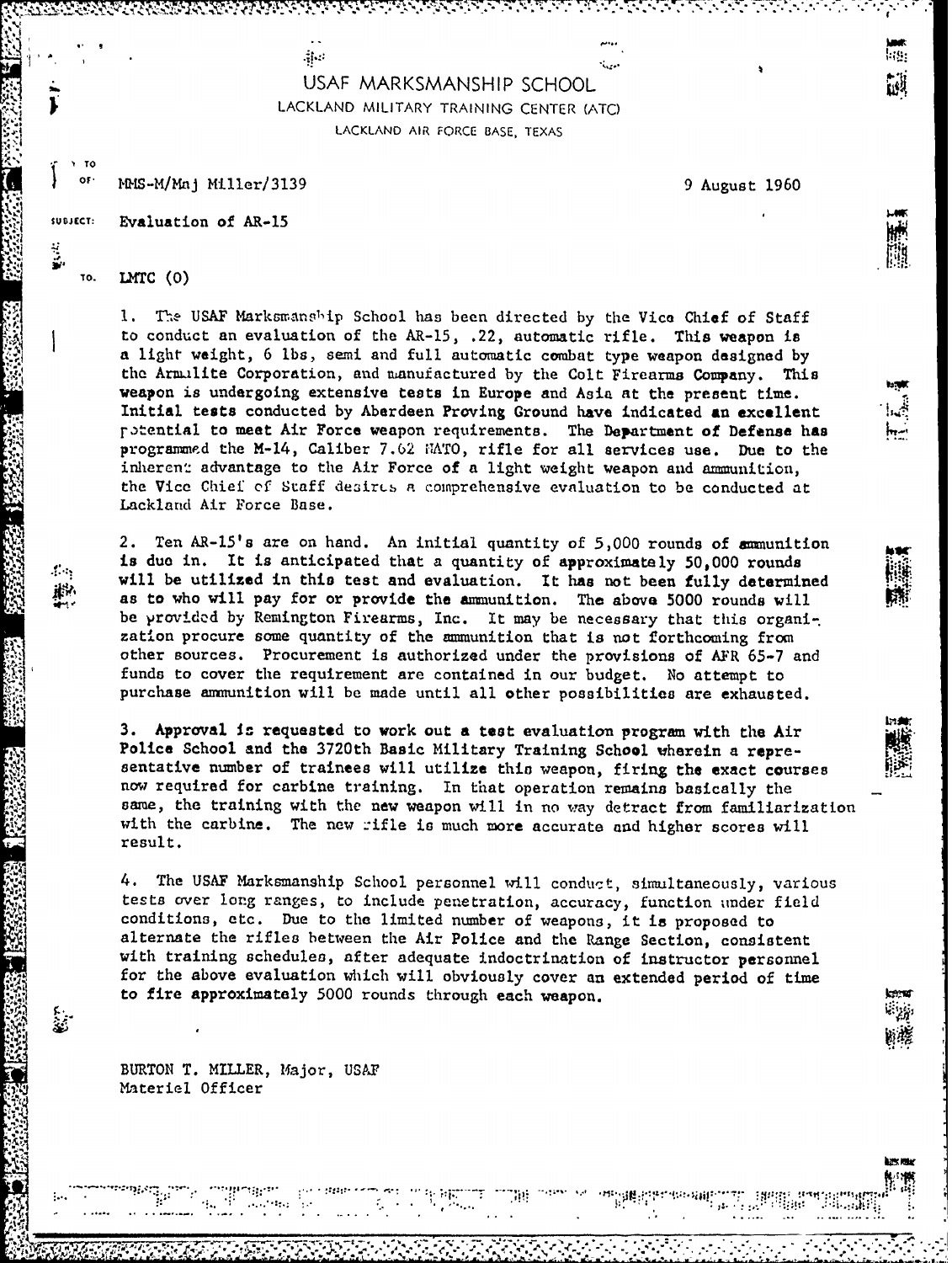USAF MARKSMANSHIP SCHOOL

LACKLAND MILITARY TRAINING CENTER (ATC)

LACKLAND AIR FORCE BASE, TEXAS

REPLY TO ATTN OF: MMS-M/Maj Miller/3139

9 August 1960

SUBJECT: Evaluation of AR-15

TO: LMTC (O)

1. The USAF Marksmanship School has been directed by the Vice Chief of Staff to conduct an evaluation of the AR-15, .22, automatic rifle. This weapon is a light weight, 6 lbs, semi and full automatic combat type weapon designed by the Armalite Corporation, and manufactured by the Colt Firearms Company. This weapon is undergoing extensive tests in Europe and Asia at the present time. Initial tests conducted by Aberdeen Proving Ground have indicated an excellent potential to meet Air Force weapon requirements. The Department of Defense has programmed the M-14, Caliber 7.62 NATO, rifle for all services use. Due to the inherent advantage to the Air Force of a light weight weapon and ammunition, the Vice Chief of Staff desires a comprehensive evaluation to be conducted at Lackland Air Force Base.

2. Ten AR-15's are on hand. An initial quantity of 5,000 rounds of ammunition is due in. It is anticipated that a quantity of approximately 50,000 rounds will be utilized in this test and evaluation. It has not been fully determined as to who will pay for or provide the ammunition. The above 5000 rounds will be provided by Remington Firearms, Inc. It may be necessary that this organization procure some quantity of the ammunition that is not forthcoming from other sources. Procurement is authorized under the provisions of AFR 65-7 and funds to cover the requirement are contained in our budget. No attempt to purchase ammunition will be made until all other possibilities are exhausted.

3. Approval is requested to work out a test evaluation program with the Air Police School and the 3720th Basic Military Training School wherein a representative number of trainees will utilize this weapon, firing the exact courses now required for carbine training. In that operation remains basically the same, the training with the new weapon will in no way detract from familiarization with the carbine. The new rifle is much more accurate and higher scores will result.

4. The USAF Marksmanship School personnel will conduct, simultaneously, various tests over long ranges, to include penetration, accuracy, function under field conditions, etc. Due to the limited number of weapons, it is proposed to alternate the rifles between the Air Police and the Range Section, consistent with training schedules, after adequate indoctrination of instructor personnel for the above evaluation which will obviously cover an extended period of time to fire approximately 5000 rounds through each weapon.

BURTON T. MILLER, Major, USAF
Materiel Officer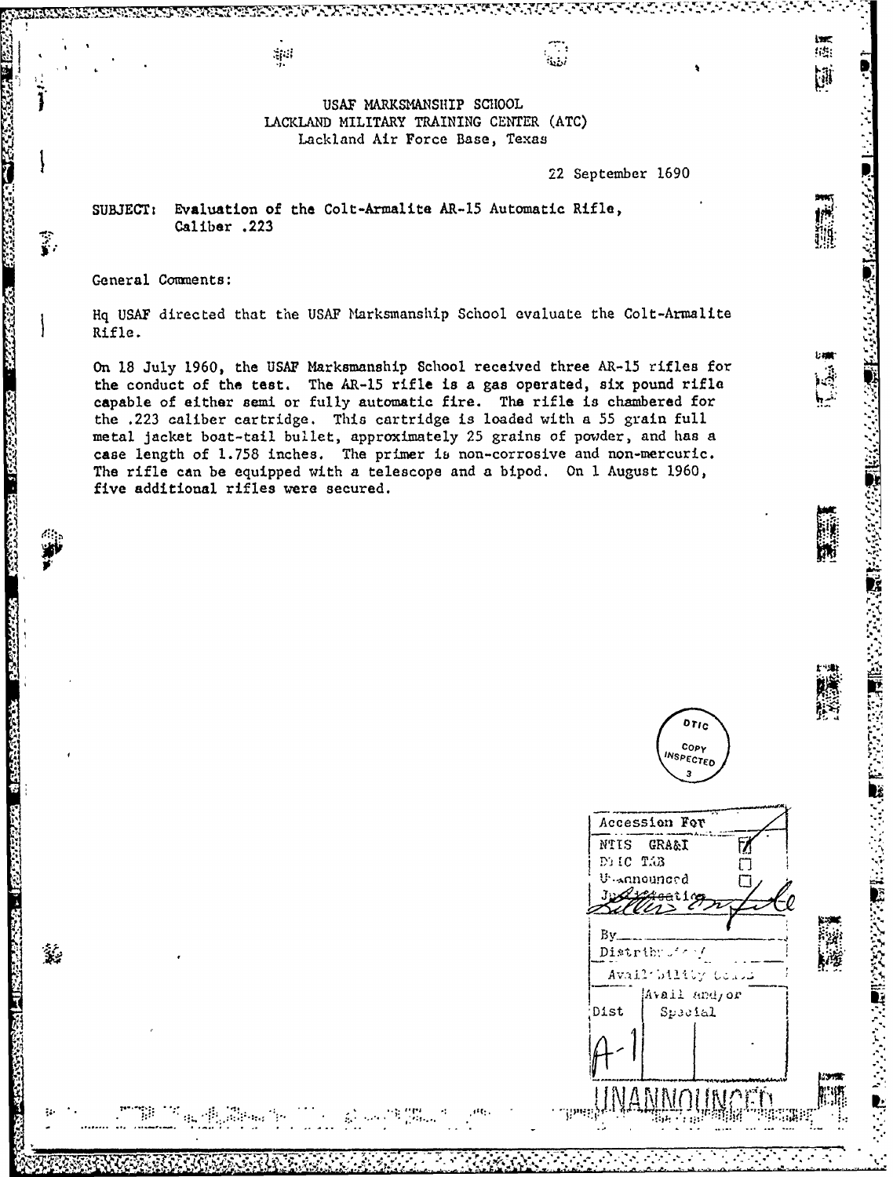USAF MARKSMANSHIP SCHOOL
LACKLAND MILITARY TRAINING CENTER (ATC)
Lackland Air Force Base, Texas

22 September 1690

SUBJECT: Evaluation of the Colt-Armalite AR-15 Automatic Rifle, Caliber .223

General Comments:

Hq USAF directed that the USAF Marksmanship School evaluate the Colt-Armalite Rifle.

On 18 July 1960, the USAF Marksmanship School received three AR-15 rifles for the conduct of the test. The AR-15 rifle is a gas operated, six pound rifle capable of either semi or fully automatic fire. The rifle is chambered for the .223 caliber cartridge. This cartridge is loaded with a 55 grain full metal jacket boat-tail bullet, approximately 25 grains of powder, and has a case length of 1.758 inches. The primer is non-corrosive and non-mercuric. The rifle can be equipped with a telescope and a bipod. On 1 August 1960, five additional rifles were secured.

DTIC COPY INSPECTED 3

| Accession For | |
|---|---|
| NTIS GRA&I | ☑ |
| DTIC TAB | ☐ |
| Unannounced | ☐ |
| Justification: Letter on file | |
| By | |
| Distribution/ | |
| Availability Codes | |
| Dist | Avail and/or Special |
| A-1 | |

UNANNOUNCED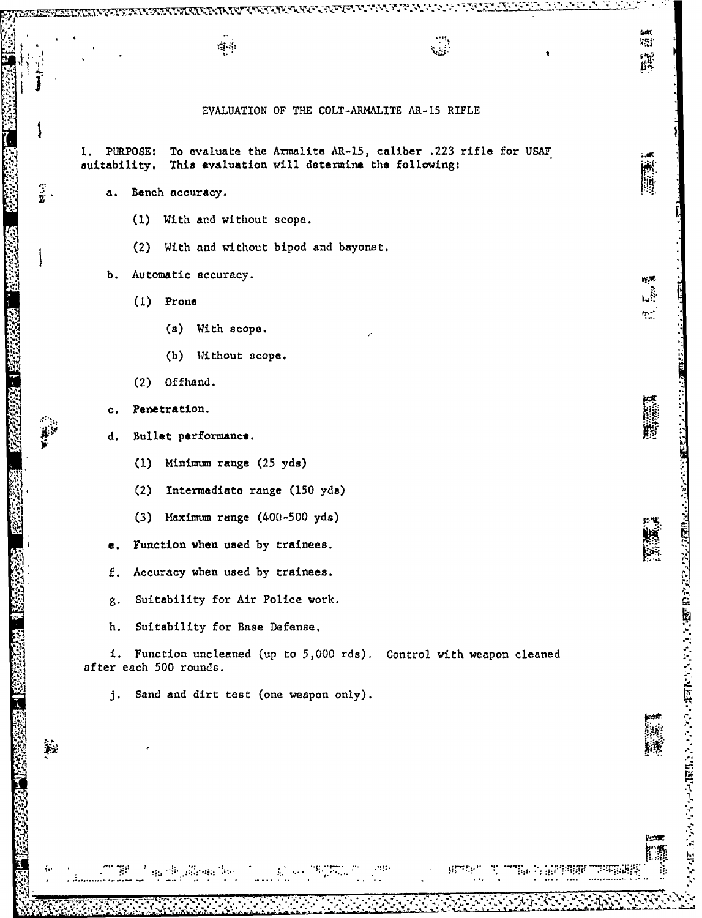# EVALUATION OF THE COLT-ARMALITE AR-15 RIFLE

1. PURPOSE: To evaluate the Armalite AR-15, caliber .223 rifle for USAF suitability. This evaluation will determine the following:

   a. Bench accuracy.

      (1) With and without scope.

      (2) With and without bipod and bayonet.

   b. Automatic accuracy.

      (1) Prone

         (a) With scope.

         (b) Without scope.

      (2) Offhand.

   c. Penetration.

   d. Bullet performance.

      (1) Minimum range (25 yds)

      (2) Intermediate range (150 yds)

      (3) Maximum range (400-500 yds)

   e. Function when used by trainees.

   f. Accuracy when used by trainees.

   g. Suitability for Air Police work.

   h. Suitability for Base Defense.

   i. Function uncleaned (up to 5,000 rds). Control with weapon cleaned after each 500 rounds.

   j. Sand and dirt test (one weapon only).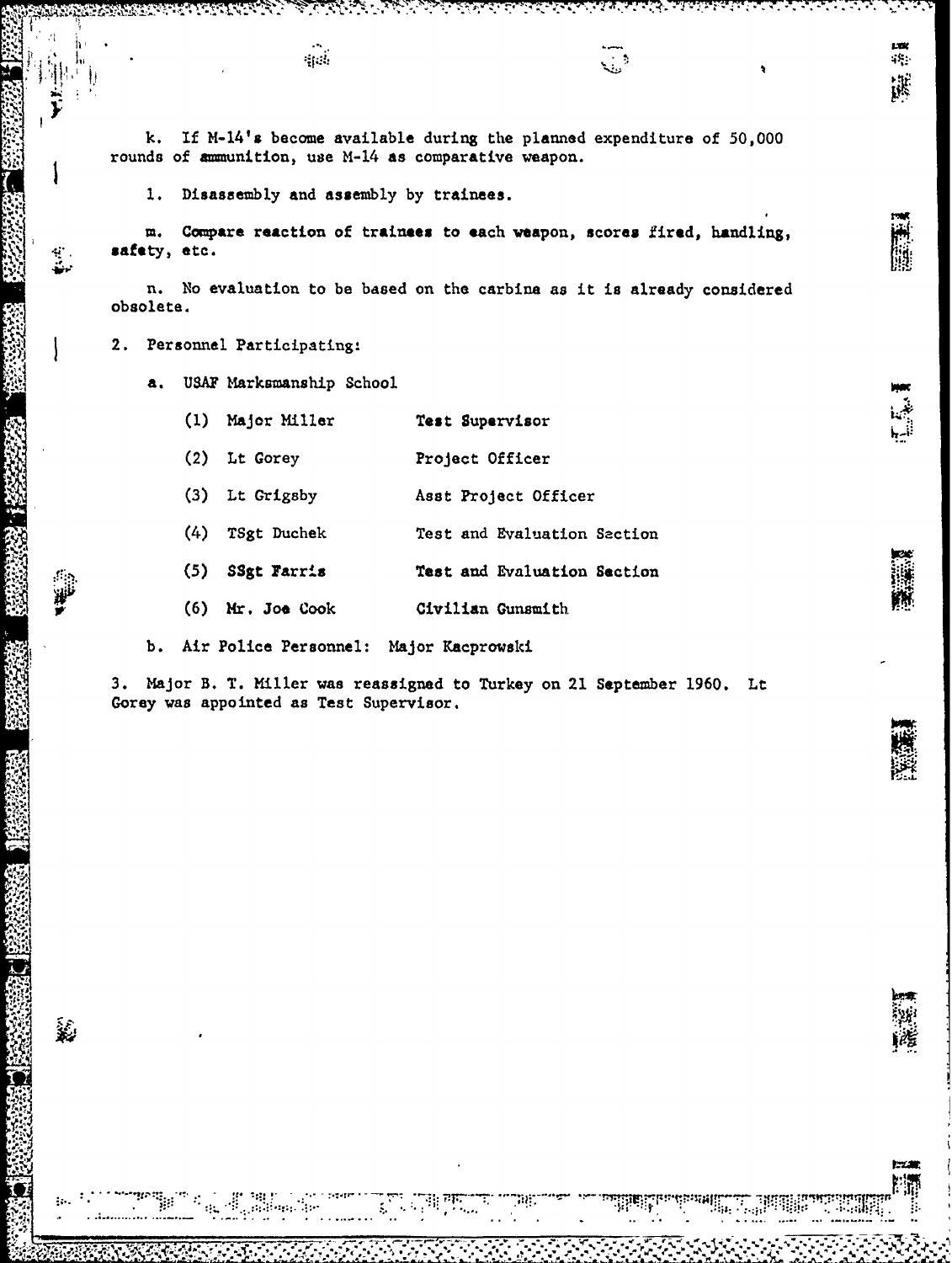k. If M-14's become available during the planned expenditure of 50,000 rounds of ammunition, use M-14 as comparative weapon.

l. Disassembly and assembly by trainees.

m. Compare reaction of trainees to each weapon, scores fired, handling, safety, etc.

n. No evaluation to be based on the carbine as it is already considered obsolete.

2. Personnel Participating:

a. USAF Marksmanship School

| | | |
|---|---|---|
| (1) | Major Miller | Test Supervisor |
| (2) | Lt Gorey | Project Officer |
| (3) | Lt Grigsby | Asst Project Officer |
| (4) | TSgt Duchek | Test and Evaluation Section |
| (5) | SSgt Farris | Test and Evaluation Section |
| (6) | Mr. Joe Cook | Civilian Gunsmith |

b. Air Police Personnel: Major Kacprowski

3. Major B. T. Miller was reassigned to Turkey on 21 September 1960. Lt Gorey was appointed as Test Supervisor.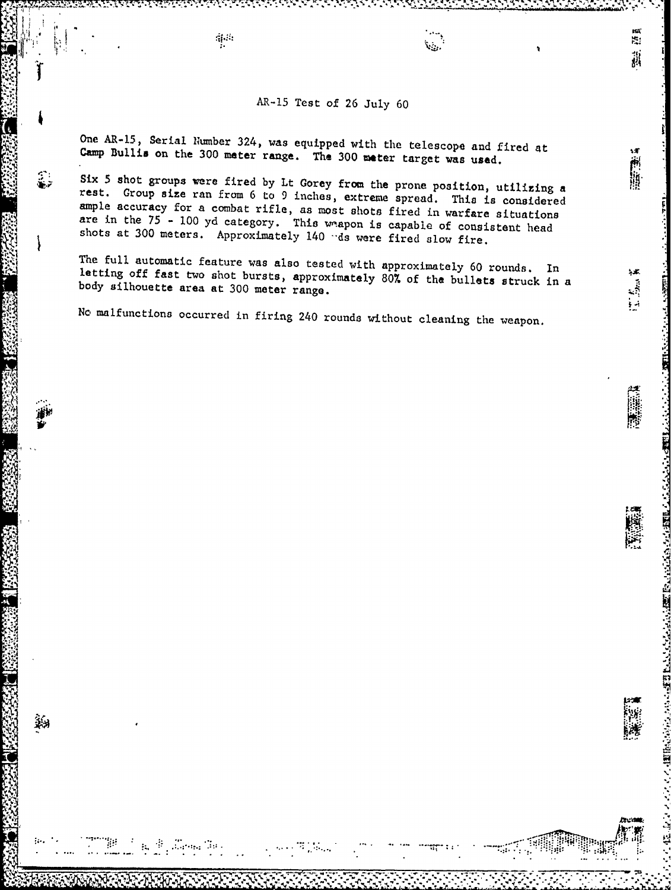# AR-15 Test of 26 July 60

One AR-15, Serial Number 324, was equipped with the telescope and fired at Camp Bullis on the 300 meter range. The 300 meter target was used.

Six 5 shot groups were fired by Lt Gorey from the prone position, utilizing a rest. Group size ran from 6 to 9 inches, extreme spread. This is considered ample accuracy for a combat rifle, as most shots fired in warfare situations are in the 75 - 100 yd category. This weapon is capable of consistent head shots at 300 meters. Approximately 140 rds were fired slow fire.

The full automatic feature was also tested with approximately 60 rounds. In letting off fast two shot bursts, approximately 80% of the bullets struck in a body silhouette area at 300 meter range.

No malfunctions occurred in firing 240 rounds without cleaning the weapon.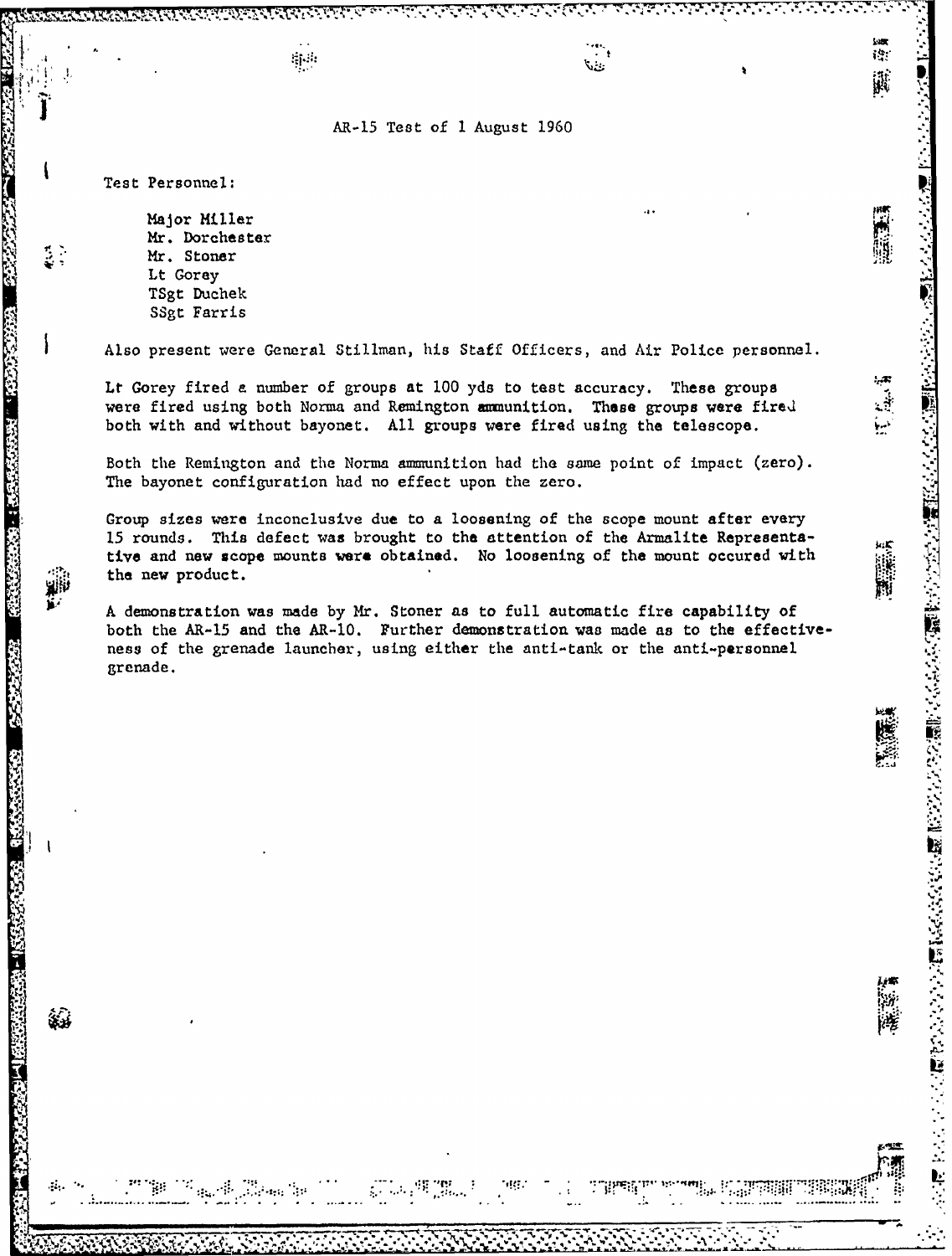# AR-15 Test of 1 August 1960

Test Personnel:

- Major Miller
- Mr. Dorchester
- Mr. Stoner
- Lt Gorey
- TSgt Duchek
- SSgt Farris

Also present were General Stillman, his Staff Officers, and Air Police personnel.

Lt Gorey fired a number of groups at 100 yds to test accuracy. These groups were fired using both Norma and Remington ammunition. These groups were fired both with and without bayonet. All groups were fired using the telescope.

Both the Remington and the Norma ammunition had the same point of impact (zero). The bayonet configuration had no effect upon the zero.

Group sizes were inconclusive due to a loosening of the scope mount after every 15 rounds. This defect was brought to the attention of the Armalite Representative and new scope mounts were obtained. No loosening of the mount occured with the new product.

A demonstration was made by Mr. Stoner as to full automatic fire capability of both the AR-15 and the AR-10. Further demonstration was made as to the effectiveness of the grenade launcher, using either the anti-tank or the anti-personnel grenade.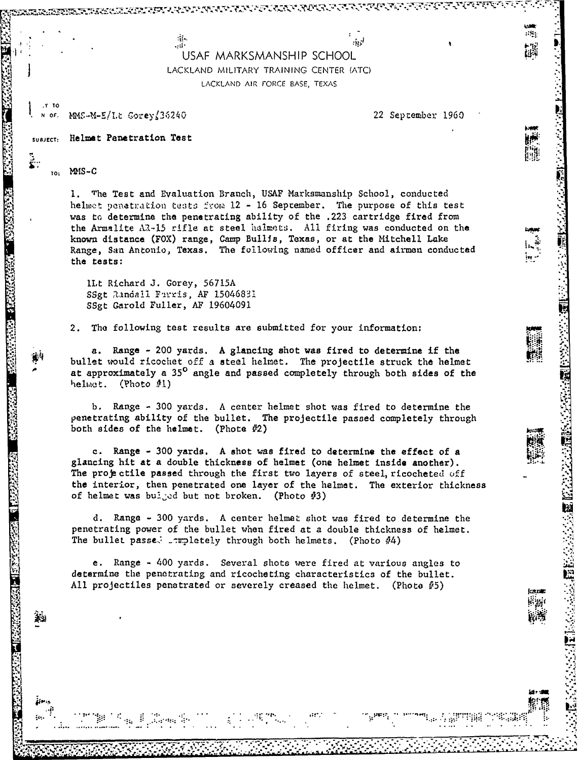# USAF MARKSMANSHIP SCHOOL

LACKLAND MILITARY TRAINING CENTER (ATC)

LACKLAND AIR FORCE BASE, TEXAS

REPLY TO ATTN OF: MMS-M-E/Lt Gorey/36240

22 September 1960

SUBJECT: Helmet Penetration Test

TO: MMS-C

1. The Test and Evaluation Branch, USAF Marksmanship School, conducted helmet penetration tests from 12 - 16 September. The purpose of this test was to determine the penetrating ability of the .223 cartridge fired from the Armalite AR-15 rifle at steel helmets. All firing was conducted on the known distance (FOX) range, Camp Bullis, Texas, or at the Mitchell Lake Range, San Antonio, Texas. The following named officer and airmen conducted the tests:

   1Lt Richard J. Gorey, 56715A
   SSgt Randall Farris, AF 15046831
   SSgt Garold Fuller, AF 19604091

2. The following test results are submitted for your information:

   a. Range - 200 yards. A glancing shot was fired to determine if the bullet would ricochet off a steel helmet. The projectile struck the helmet at approximately a 35° angle and passed completely through both sides of the helmet. (Photo #1)

   b. Range - 300 yards. A center helmet shot was fired to determine the penetrating ability of the bullet. The projectile passed completely through both sides of the helmet. (Photo #2)

   c. Range - 300 yards. A shot was fired to determine the effect of a glancing hit at a double thickness of helmet (one helmet inside another). The projectile passed through the first two layers of steel, ricocheted off the interior, then penetrated one layer of the helmet. The exterior thickness of helmet was bulged but not broken. (Photo #3)

   d. Range - 300 yards. A center helmet shot was fired to determine the penetrating power of the bullet when fired at a double thickness of helmet. The bullet passed completely through both helmets. (Photo #4)

   e. Range - 400 yards. Several shots were fired at various angles to determine the penetrating and ricocheting characteristics of the bullet. All projectiles penetrated or severely creased the helmet. (Photo #5)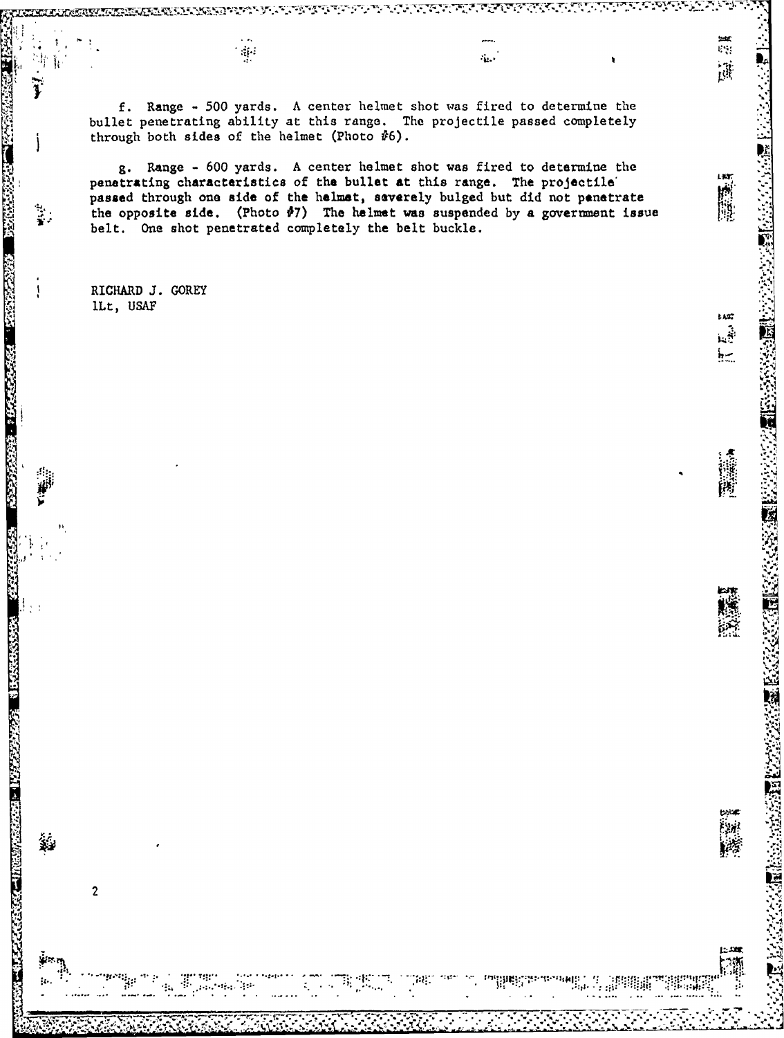f. Range - 500 yards. A center helmet shot was fired to determine the bullet penetrating ability at this range. The projectile passed completely through both sides of the helmet (Photo #6).

g. Range - 600 yards. A center helmet shot was fired to determine the penetrating characteristics of the bullet at this range. The projectile passed through one side of the helmet, severely bulged but did not penetrate the opposite side. (Photo #7) The helmet was suspended by a government issue belt. One shot penetrated completely the belt buckle.

RICHARD J. GOREY
1Lt, USAF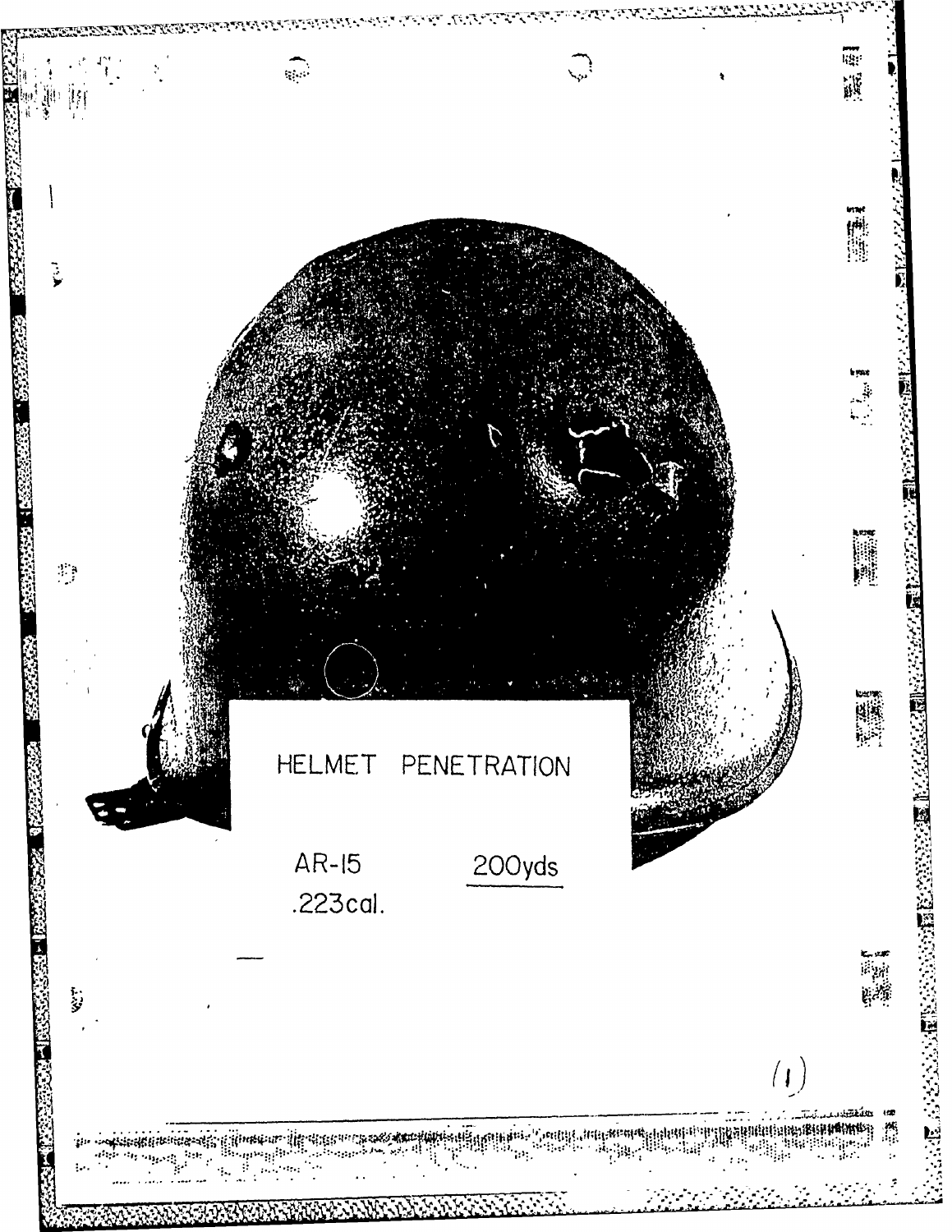HELMET PENETRATION

AR-15 200yds
.223cal.

(1)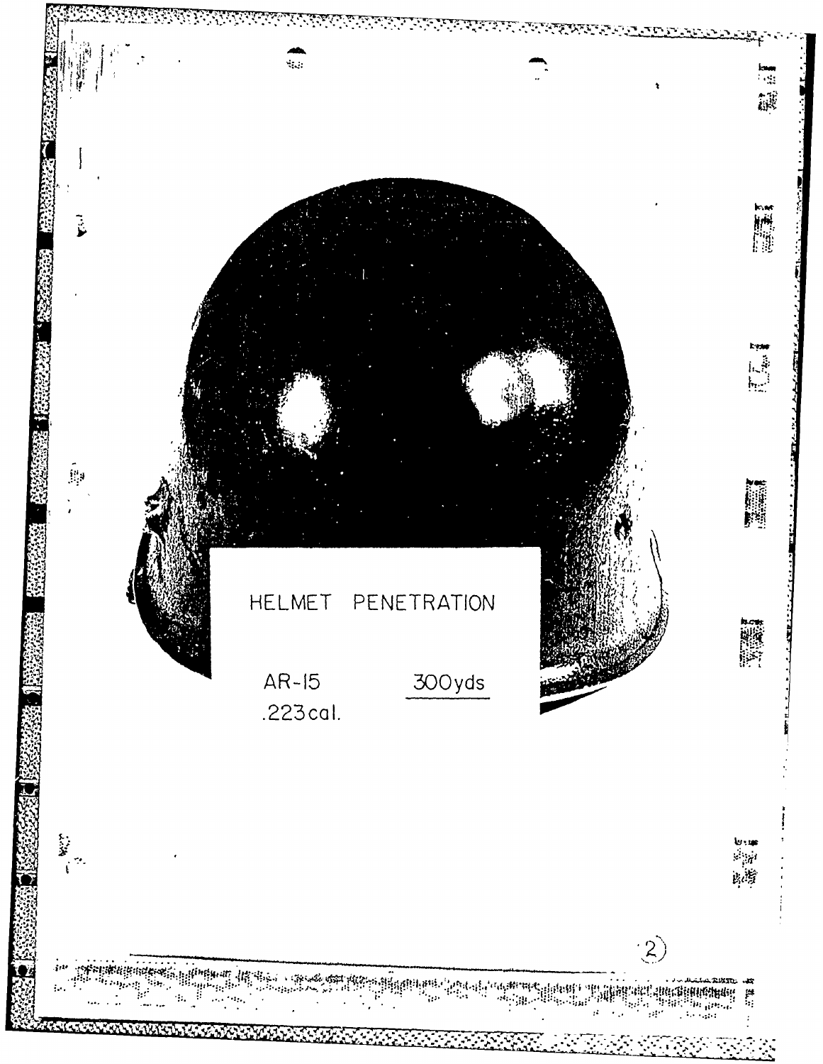HELMET PENETRATION

AR-15 .223 cal.

300 yds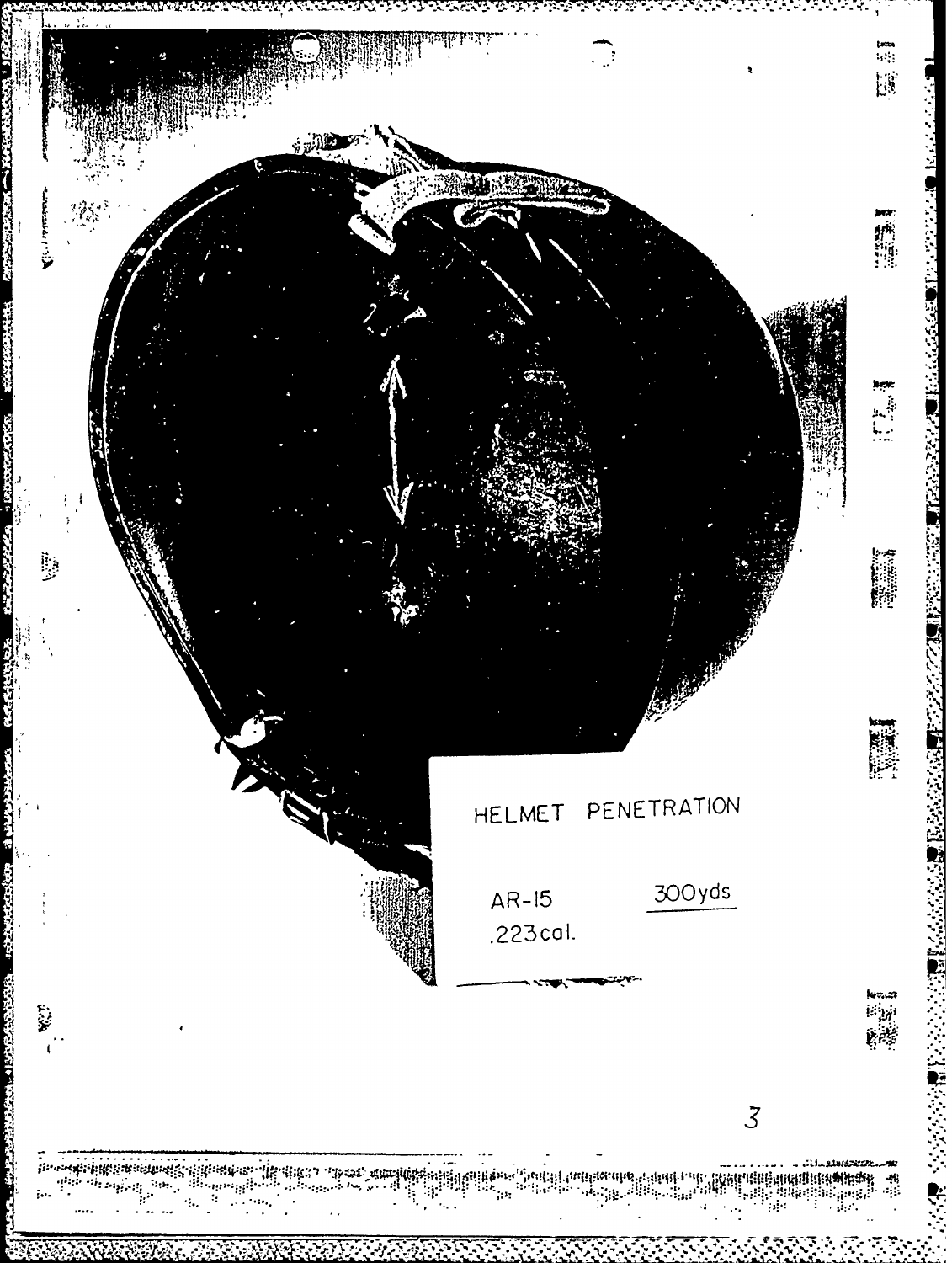HELMET PENETRATION

AR-15 300yds
.223cal.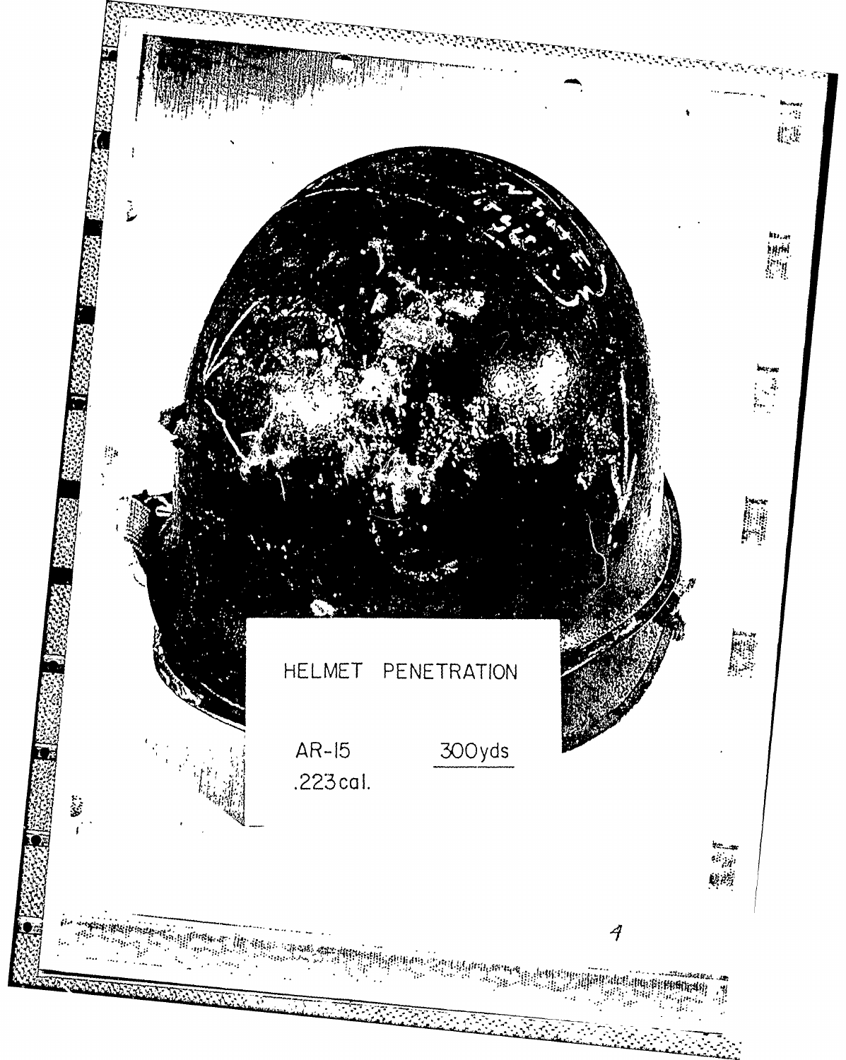HELMET PENETRATION

AR-15 300yds
.223cal.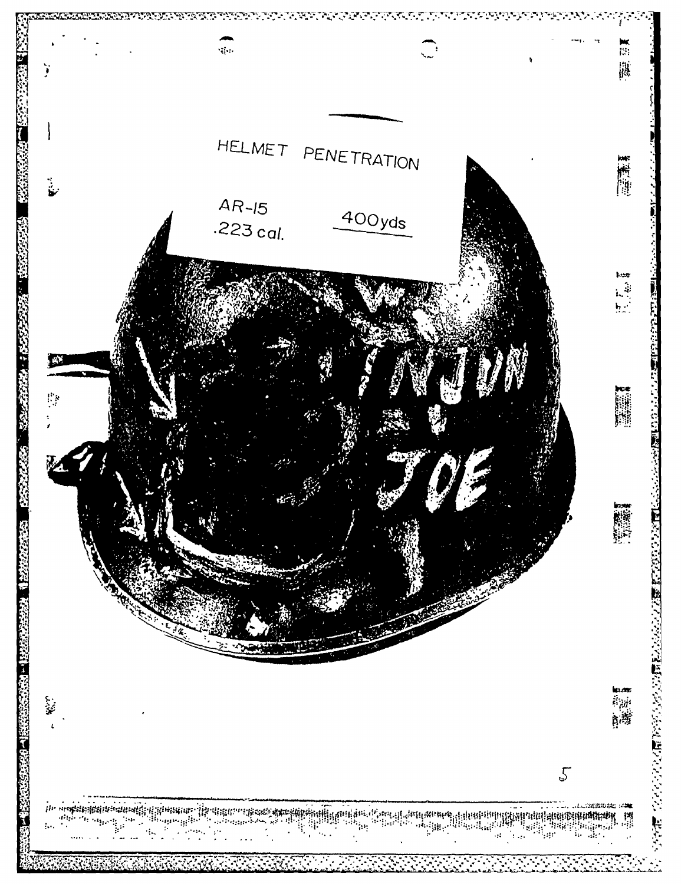HELMET PENETRATION

AR-15
.223 cal.

400yds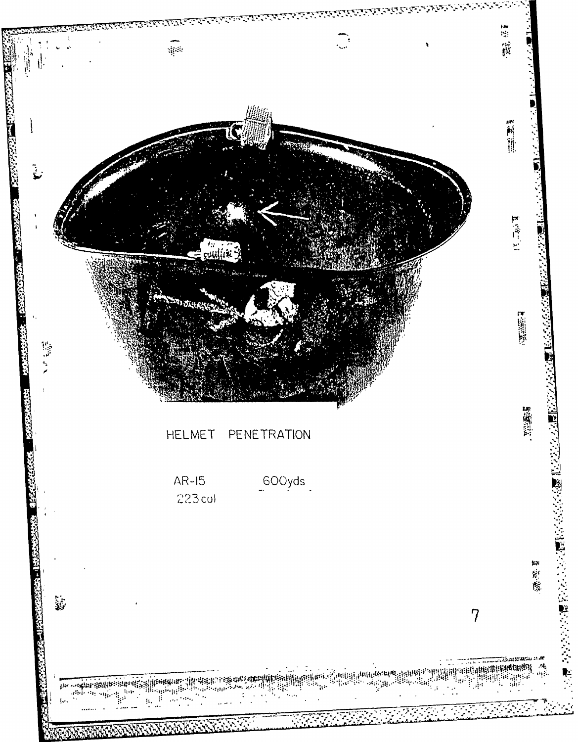HELMET PENETRATION

AR-15  600yds
223 cal